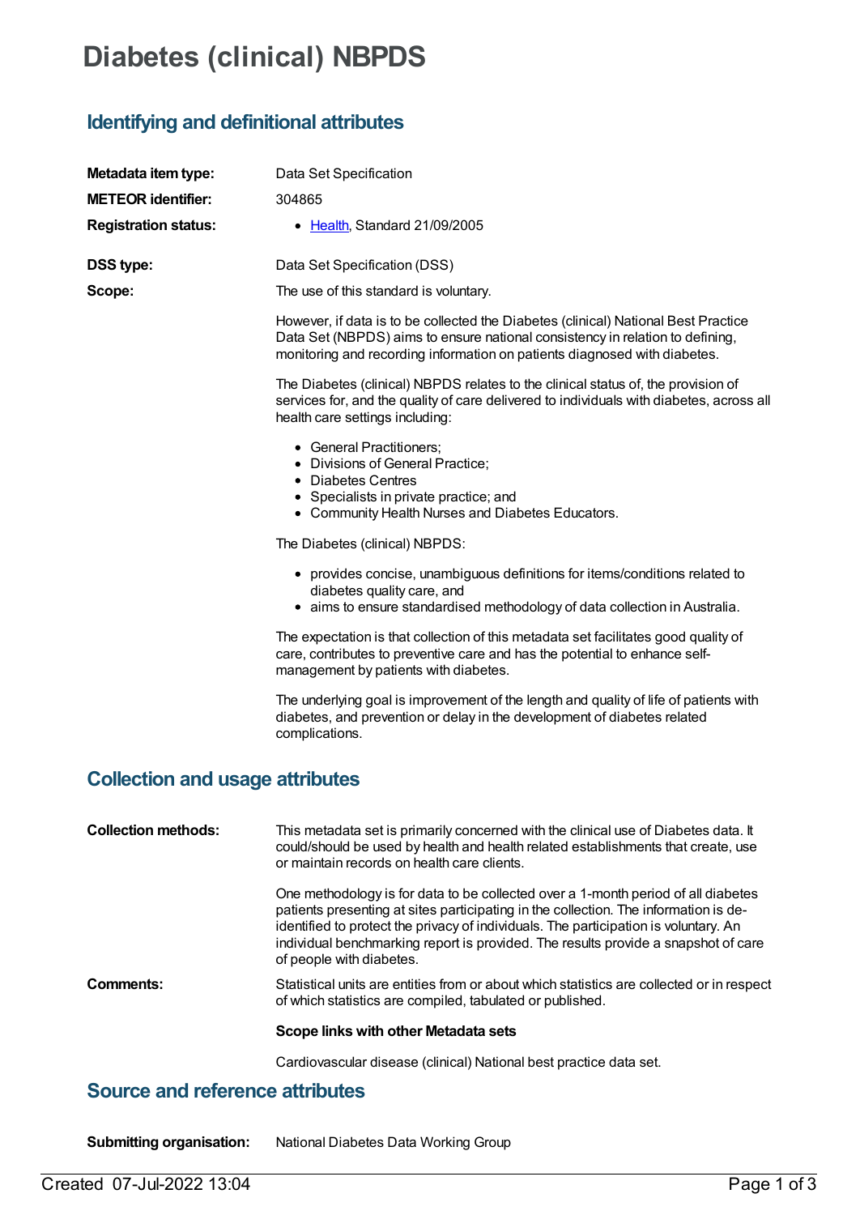# Diabetes (clinical) NBPDS

## Identifying and definitional attributes

**Metadata item type:** Data Set Specification

**METEOR identifier:** 304865

**Registration status:**

- Health, Standard 21/09/2005

**DSS type:** Data Set Specification (DSS)

**Scope:** The use of this standard is voluntary.

However, if data is to be collected the Diabetes (clinical) National Best Practice Data Set (NBPDS) aims to ensure national consistency in relation to defining, monitoring and recording information on patients diagnosed with diabetes.

The Diabetes (clinical) NBPDS relates to the clinical status of, the provision of services for, and the quality of care delivered to individuals with diabetes, across all health care settings including:

- General Practitioners;
- Divisions of General Practice;
- Diabetes Centres
- Specialists in private practice; and
- Community Health Nurses and Diabetes Educators.

The Diabetes (clinical) NBPDS:

- provides concise, unambiguous definitions for items/conditions related to diabetes quality care, and
- aims to ensure standardised methodology of data collection in Australia.

The expectation is that collection of this metadata set facilitates good quality of care, contributes to preventive care and has the potential to enhance self-management by patients with diabetes.

The underlying goal is improvement of the length and quality of life of patients with diabetes, and prevention or delay in the development of diabetes related complications.

## Collection and usage attributes

**Collection methods:** This metadata set is primarily concerned with the clinical use of Diabetes data. It could/should be used by health and health related establishments that create, use or maintain records on health care clients.

One methodology is for data to be collected over a 1-month period of all diabetes patients presenting at sites participating in the collection. The information is de-identified to protect the privacy of individuals. The participation is voluntary. An individual benchmarking report is provided. The results provide a snapshot of care of people with diabetes.

**Comments:** Statistical units are entities from or about which statistics are collected or in respect of which statistics are compiled, tabulated or published.

**Scope links with other Metadata sets**

Cardiovascular disease (clinical) National best practice data set.

## Source and reference attributes

**Submitting organisation:** National Diabetes Data Working Group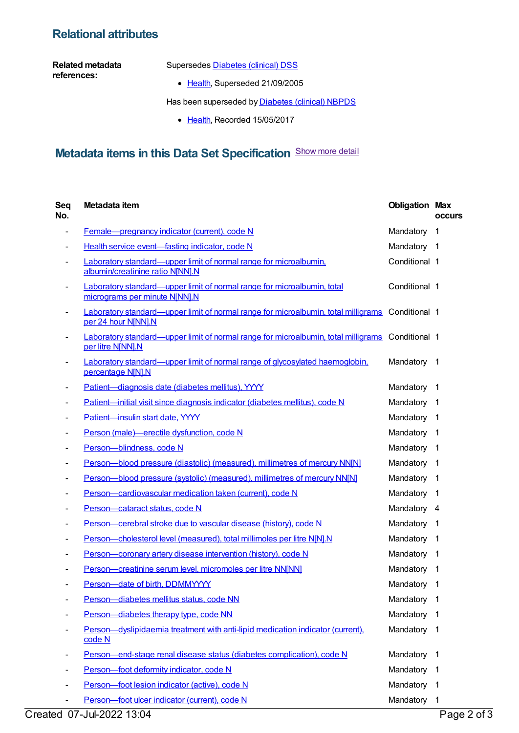## Relational attributes

**Related metadata references:**

Supersedes Diabetes (clinical) DSS

- Health, Superseded 21/09/2005

Has been superseded by Diabetes (clinical) NBPDS

- Health, Recorded 15/05/2017

## Metadata items in this Data Set Specification

Show more detail

| Seq No. | Metadata item | Obligation | Max occurs |
|---|---|---|---|
| - | Female—pregnancy indicator (current), code N | Mandatory | 1 |
| - | Health service event—fasting indicator, code N | Mandatory | 1 |
| - | Laboratory standard—upper limit of normal range for microalbumin, albumin/creatinine ratio N[NN].N | Conditional | 1 |
| - | Laboratory standard—upper limit of normal range for microalbumin, total micrograms per minute N[NN].N | Conditional | 1 |
| - | Laboratory standard—upper limit of normal range for microalbumin, total milligrams per 24 hour N[NN].N | Conditional | 1 |
| - | Laboratory standard—upper limit of normal range for microalbumin, total milligrams per litre N[NN].N | Conditional | 1 |
| - | Laboratory standard—upper limit of normal range of glycosylated haemoglobin, percentage N[N].N | Mandatory | 1 |
| - | Patient—diagnosis date (diabetes mellitus), YYYY | Mandatory | 1 |
| - | Patient—initial visit since diagnosis indicator (diabetes mellitus), code N | Mandatory | 1 |
| - | Patient—insulin start date, YYYY | Mandatory | 1 |
| - | Person (male)—erectile dysfunction, code N | Mandatory | 1 |
| - | Person—blindness, code N | Mandatory | 1 |
| - | Person—blood pressure (diastolic) (measured), millimetres of mercury NN[N] | Mandatory | 1 |
| - | Person—blood pressure (systolic) (measured), millimetres of mercury NN[N] | Mandatory | 1 |
| - | Person—cardiovascular medication taken (current), code N | Mandatory | 1 |
| - | Person—cataract status, code N | Mandatory | 4 |
| - | Person—cerebral stroke due to vascular disease (history), code N | Mandatory | 1 |
| - | Person—cholesterol level (measured), total millimoles per litre N[N].N | Mandatory | 1 |
| - | Person—coronary artery disease intervention (history), code N | Mandatory | 1 |
| - | Person—creatinine serum level, micromoles per litre NN[NN] | Mandatory | 1 |
| - | Person—date of birth, DDMMYYYY | Mandatory | 1 |
| - | Person—diabetes mellitus status, code NN | Mandatory | 1 |
| - | Person—diabetes therapy type, code NN | Mandatory | 1 |
| - | Person—dyslipidaemia treatment with anti-lipid medication indicator (current), code N | Mandatory | 1 |
| - | Person—end-stage renal disease status (diabetes complication), code N | Mandatory | 1 |
| - | Person—foot deformity indicator, code N | Mandatory | 1 |
| - | Person—foot lesion indicator (active), code N | Mandatory | 1 |
| - | Person—foot ulcer indicator (current), code N | Mandatory | 1 |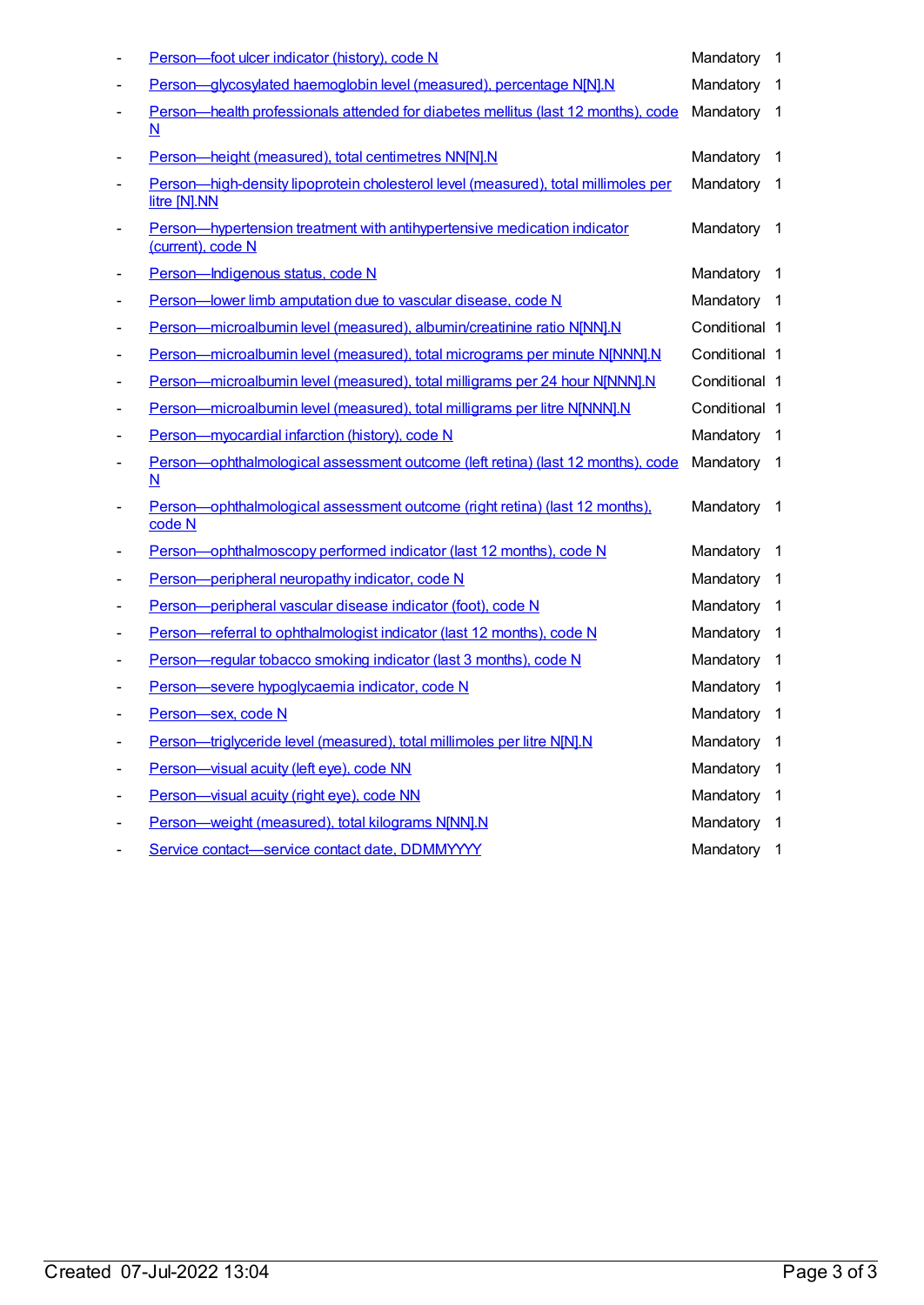| | | |
|---|---|---|
| - [Person—foot ulcer indicator (history), code N](#) | Mandatory | 1 |
| - [Person—glycosylated haemoglobin level (measured), percentage N[N].N](#) | Mandatory | 1 |
| - [Person—health professionals attended for diabetes mellitus (last 12 months), code N](#) | Mandatory | 1 |
| - [Person—height (measured), total centimetres NN[N].N](#) | Mandatory | 1 |
| - [Person—high-density lipoprotein cholesterol level (measured), total millimoles per litre [N].NN](#) | Mandatory | 1 |
| - [Person—hypertension treatment with antihypertensive medication indicator (current), code N](#) | Mandatory | 1 |
| - [Person—Indigenous status, code N](#) | Mandatory | 1 |
| - [Person—lower limb amputation due to vascular disease, code N](#) | Mandatory | 1 |
| - [Person—microalbumin level (measured), albumin/creatinine ratio N[NN].N](#) | Conditional | 1 |
| - [Person—microalbumin level (measured), total micrograms per minute N[NNN].N](#) | Conditional | 1 |
| - [Person—microalbumin level (measured), total milligrams per 24 hour N[NNN].N](#) | Conditional | 1 |
| - [Person—microalbumin level (measured), total milligrams per litre N[NNN].N](#) | Conditional | 1 |
| - [Person—myocardial infarction (history), code N](#) | Mandatory | 1 |
| - [Person—ophthalmological assessment outcome (left retina) (last 12 months), code N](#) | Mandatory | 1 |
| - [Person—ophthalmological assessment outcome (right retina) (last 12 months), code N](#) | Mandatory | 1 |
| - [Person—ophthalmoscopy performed indicator (last 12 months), code N](#) | Mandatory | 1 |
| - [Person—peripheral neuropathy indicator, code N](#) | Mandatory | 1 |
| - [Person—peripheral vascular disease indicator (foot), code N](#) | Mandatory | 1 |
| - [Person—referral to ophthalmologist indicator (last 12 months), code N](#) | Mandatory | 1 |
| - [Person—regular tobacco smoking indicator (last 3 months), code N](#) | Mandatory | 1 |
| - [Person—severe hypoglycaemia indicator, code N](#) | Mandatory | 1 |
| - [Person—sex, code N](#) | Mandatory | 1 |
| - [Person—triglyceride level (measured), total millimoles per litre N[N].N](#) | Mandatory | 1 |
| - [Person—visual acuity (left eye), code NN](#) | Mandatory | 1 |
| - [Person—visual acuity (right eye), code NN](#) | Mandatory | 1 |
| - [Person—weight (measured), total kilograms N[NN].N](#) | Mandatory | 1 |
| - [Service contact—service contact date, DDMMYYYY](#) | Mandatory | 1 |

Created 07-Jul-2022 13:04